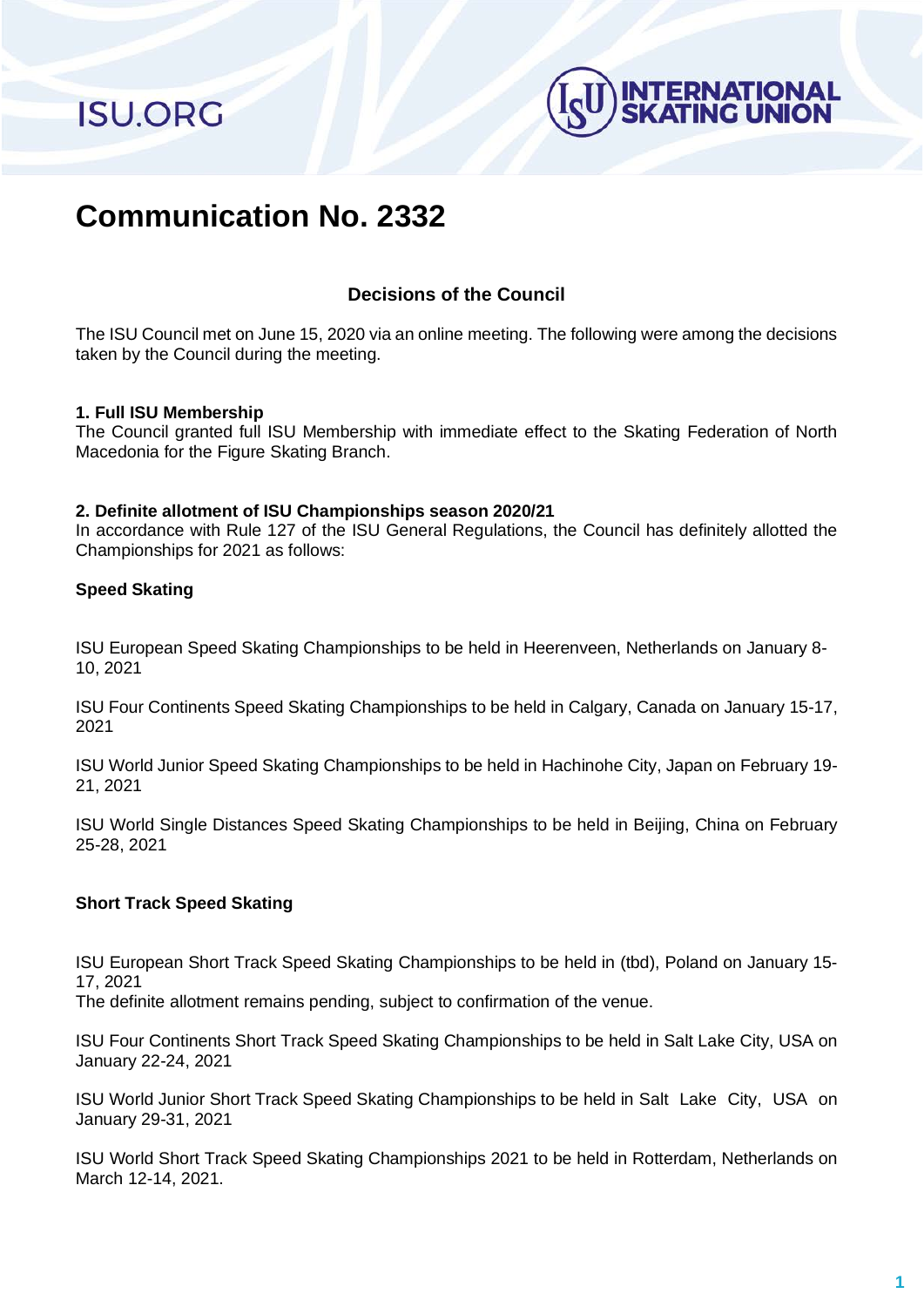# Communication No. 2332

## Decisions of the Council

The ISU Council met on June 15, 2020 via an online meeting. The following were among the decisions taken by the Council during the meeting.

### 1. Full ISU Membership

The Council granted full ISU Membership with immediate effect to the Skating Federation of North Macedonia for the Figure Skating Branch.

### 2. Definite allotment of ISU Championships season 2020/21

In accordance with Rule 127 of the ISU General Regulations, the Council has definitely allotted the Championships for 2021 as follows:

**Speed Skating**

ISU European Speed Skating Championships to be held in Heerenveen, Netherlands on January 8-10, 2021

ISU Four Continents Speed Skating Championships to be held in Calgary, Canada on January 15-17, 2021

ISU World Junior Speed Skating Championships to be held in Hachinohe City, Japan on February 19-21, 2021

ISU World Single Distances Speed Skating Championships to be held in Beijing, China on February 25-28, 2021

**Short Track Speed Skating**

ISU European Short Track Speed Skating Championships to be held in (tbd), Poland on January 15-17, 2021
The definite allotment remains pending, subject to confirmation of the venue.

ISU Four Continents Short Track Speed Skating Championships to be held in Salt Lake City, USA on January 22-24, 2021

ISU World Junior Short Track Speed Skating Championships to be held in Salt Lake City, USA on January 29-31, 2021

ISU World Short Track Speed Skating Championships 2021 to be held in Rotterdam, Netherlands on March 12-14, 2021.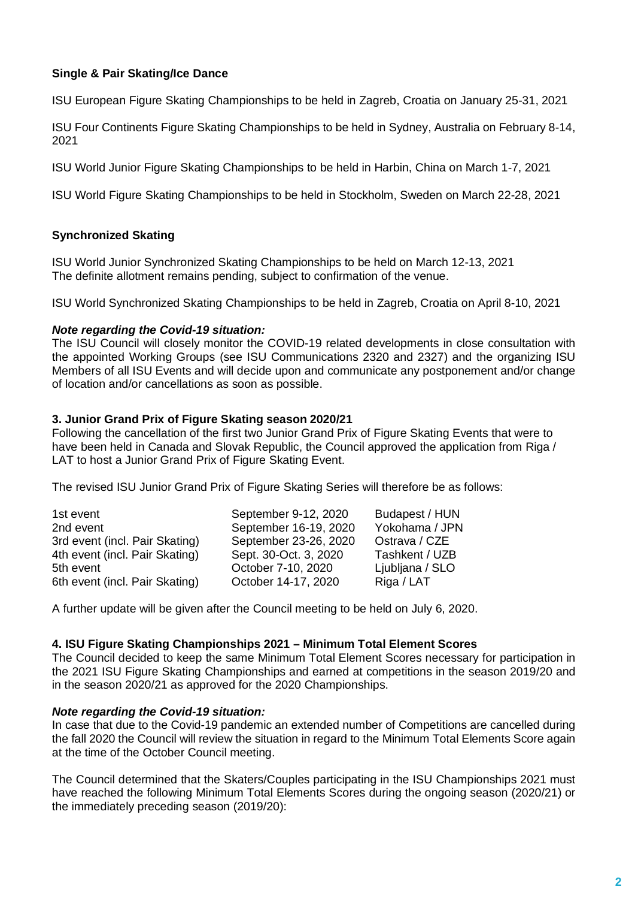**Single & Pair Skating/Ice Dance**

ISU European Figure Skating Championships to be held in Zagreb, Croatia on January 25-31, 2021

ISU Four Continents Figure Skating Championships to be held in Sydney, Australia on February 8-14, 2021

ISU World Junior Figure Skating Championships to be held in Harbin, China on March 1-7, 2021

ISU World Figure Skating Championships to be held in Stockholm, Sweden on March 22-28, 2021

**Synchronized Skating**

ISU World Junior Synchronized Skating Championships to be held on March 12-13, 2021
The definite allotment remains pending, subject to confirmation of the venue.

ISU World Synchronized Skating Championships to be held in Zagreb, Croatia on April 8-10, 2021

***Note regarding the Covid-19 situation:***
The ISU Council will closely monitor the COVID-19 related developments in close consultation with the appointed Working Groups (see ISU Communications 2320 and 2327) and the organizing ISU Members of all ISU Events and will decide upon and communicate any postponement and/or change of location and/or cancellations as soon as possible.

**3. Junior Grand Prix of Figure Skating season 2020/21**

Following the cancellation of the first two Junior Grand Prix of Figure Skating Events that were to have been held in Canada and Slovak Republic, the Council approved the application from Riga / LAT to host a Junior Grand Prix of Figure Skating Event.

The revised ISU Junior Grand Prix of Figure Skating Series will therefore be as follows:

| | | |
|---|---|---|
| 1st event | September 9-12, 2020 | Budapest / HUN |
| 2nd event | September 16-19, 2020 | Yokohama / JPN |
| 3rd event (incl. Pair Skating) | September 23-26, 2020 | Ostrava / CZE |
| 4th event (incl. Pair Skating) | Sept. 30-Oct. 3, 2020 | Tashkent / UZB |
| 5th event | October 7-10, 2020 | Ljubljana / SLO |
| 6th event (incl. Pair Skating) | October 14-17, 2020 | Riga / LAT |

A further update will be given after the Council meeting to be held on July 6, 2020.

**4. ISU Figure Skating Championships 2021 – Minimum Total Element Scores**

The Council decided to keep the same Minimum Total Element Scores necessary for participation in the 2021 ISU Figure Skating Championships and earned at competitions in the season 2019/20 and in the season 2020/21 as approved for the 2020 Championships.

***Note regarding the Covid-19 situation:***
In case that due to the Covid-19 pandemic an extended number of Competitions are cancelled during the fall 2020 the Council will review the situation in regard to the Minimum Total Elements Score again at the time of the October Council meeting.

The Council determined that the Skaters/Couples participating in the ISU Championships 2021 must have reached the following Minimum Total Elements Scores during the ongoing season (2020/21) or the immediately preceding season (2019/20):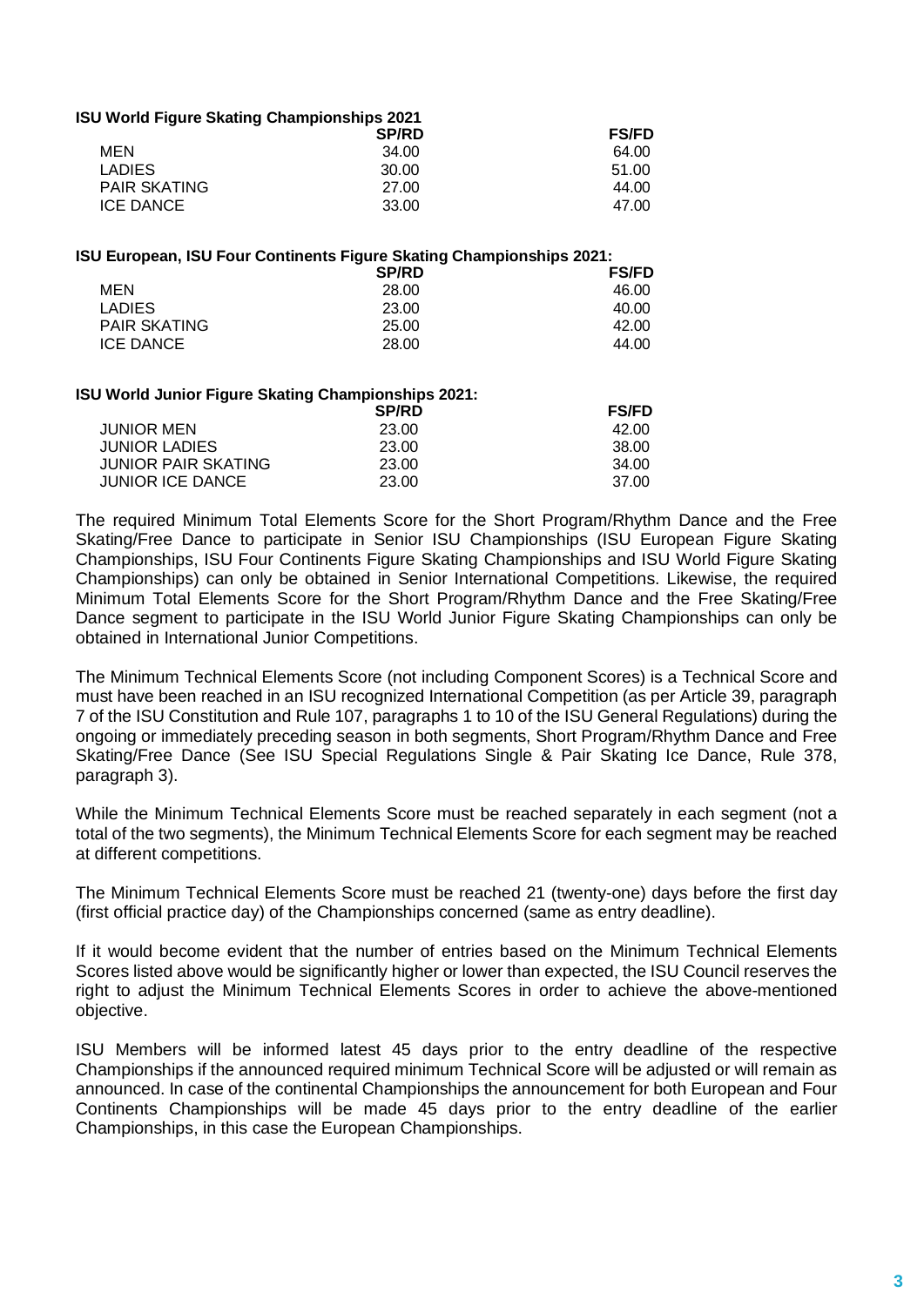**ISU World Figure Skating Championships 2021**

| | SP/RD | FS/FD |
|---|---|---|
| MEN | 34.00 | 64.00 |
| LADIES | 30.00 | 51.00 |
| PAIR SKATING | 27.00 | 44.00 |
| ICE DANCE | 33.00 | 47.00 |

**ISU European, ISU Four Continents Figure Skating Championships 2021:**

| | SP/RD | FS/FD |
|---|---|---|
| MEN | 28.00 | 46.00 |
| LADIES | 23.00 | 40.00 |
| PAIR SKATING | 25.00 | 42.00 |
| ICE DANCE | 28.00 | 44.00 |

**ISU World Junior Figure Skating Championships 2021:**

| | SP/RD | FS/FD |
|---|---|---|
| JUNIOR MEN | 23.00 | 42.00 |
| JUNIOR LADIES | 23.00 | 38.00 |
| JUNIOR PAIR SKATING | 23.00 | 34.00 |
| JUNIOR ICE DANCE | 23.00 | 37.00 |

The required Minimum Total Elements Score for the Short Program/Rhythm Dance and the Free Skating/Free Dance to participate in Senior ISU Championships (ISU European Figure Skating Championships, ISU Four Continents Figure Skating Championships and ISU World Figure Skating Championships) can only be obtained in Senior International Competitions. Likewise, the required Minimum Total Elements Score for the Short Program/Rhythm Dance and the Free Skating/Free Dance segment to participate in the ISU World Junior Figure Skating Championships can only be obtained in International Junior Competitions.

The Minimum Technical Elements Score (not including Component Scores) is a Technical Score and must have been reached in an ISU recognized International Competition (as per Article 39, paragraph 7 of the ISU Constitution and Rule 107, paragraphs 1 to 10 of the ISU General Regulations) during the ongoing or immediately preceding season in both segments, Short Program/Rhythm Dance and Free Skating/Free Dance (See ISU Special Regulations Single & Pair Skating Ice Dance, Rule 378, paragraph 3).

While the Minimum Technical Elements Score must be reached separately in each segment (not a total of the two segments), the Minimum Technical Elements Score for each segment may be reached at different competitions.

The Minimum Technical Elements Score must be reached 21 (twenty-one) days before the first day (first official practice day) of the Championships concerned (same as entry deadline).

If it would become evident that the number of entries based on the Minimum Technical Elements Scores listed above would be significantly higher or lower than expected, the ISU Council reserves the right to adjust the Minimum Technical Elements Scores in order to achieve the above-mentioned objective.

ISU Members will be informed latest 45 days prior to the entry deadline of the respective Championships if the announced required minimum Technical Score will be adjusted or will remain as announced. In case of the continental Championships the announcement for both European and Four Continents Championships will be made 45 days prior to the entry deadline of the earlier Championships, in this case the European Championships.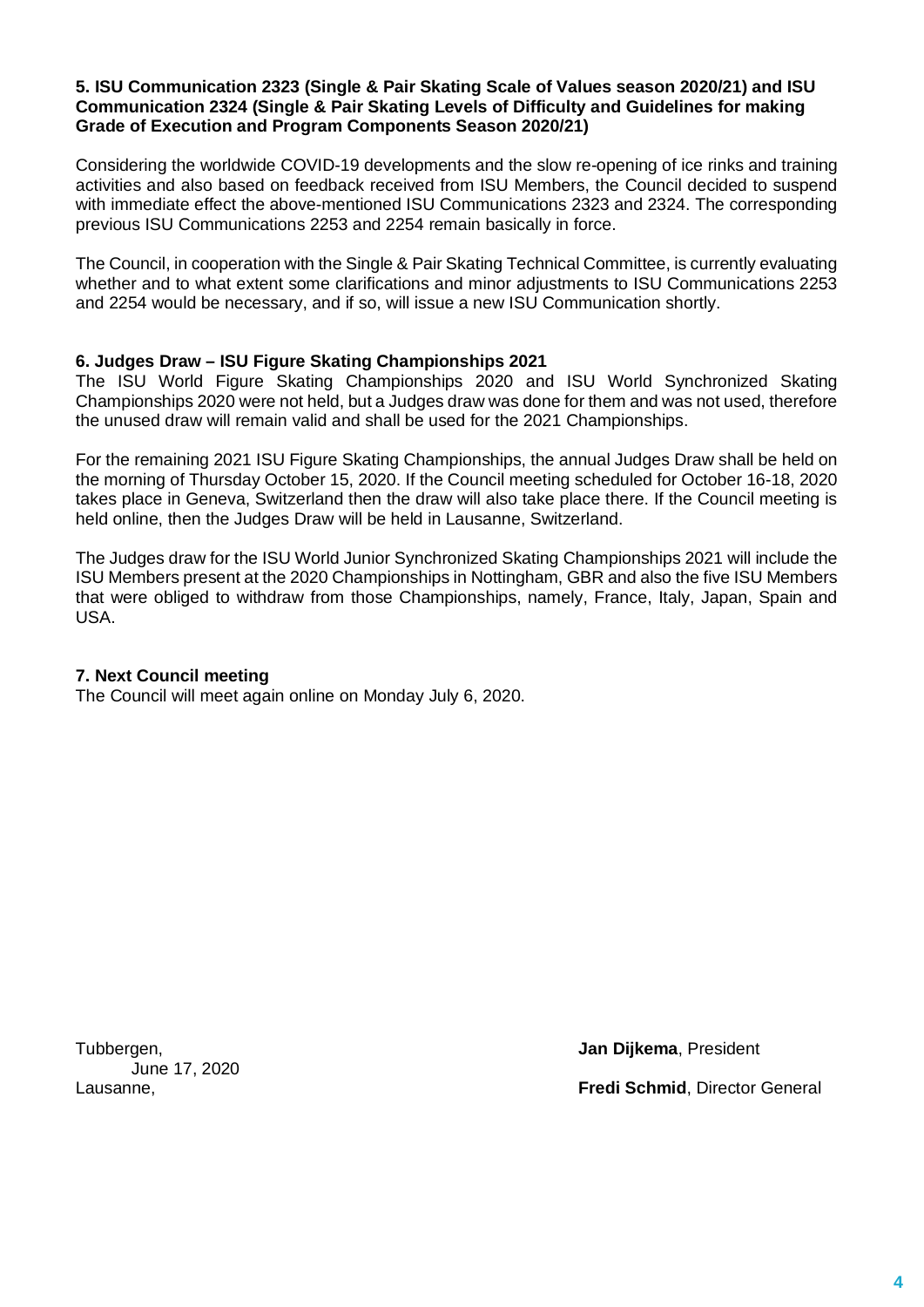**5. ISU Communication 2323 (Single & Pair Skating Scale of Values season 2020/21) and ISU Communication 2324 (Single & Pair Skating Levels of Difficulty and Guidelines for making Grade of Execution and Program Components Season 2020/21)**

Considering the worldwide COVID-19 developments and the slow re-opening of ice rinks and training activities and also based on feedback received from ISU Members, the Council decided to suspend with immediate effect the above-mentioned ISU Communications 2323 and 2324. The corresponding previous ISU Communications 2253 and 2254 remain basically in force.

The Council, in cooperation with the Single & Pair Skating Technical Committee, is currently evaluating whether and to what extent some clarifications and minor adjustments to ISU Communications 2253 and 2254 would be necessary, and if so, will issue a new ISU Communication shortly.

**6. Judges Draw – ISU Figure Skating Championships 2021**

The ISU World Figure Skating Championships 2020 and ISU World Synchronized Skating Championships 2020 were not held, but a Judges draw was done for them and was not used, therefore the unused draw will remain valid and shall be used for the 2021 Championships.

For the remaining 2021 ISU Figure Skating Championships, the annual Judges Draw shall be held on the morning of Thursday October 15, 2020. If the Council meeting scheduled for October 16-18, 2020 takes place in Geneva, Switzerland then the draw will also take place there. If the Council meeting is held online, then the Judges Draw will be held in Lausanne, Switzerland.

The Judges draw for the ISU World Junior Synchronized Skating Championships 2021 will include the ISU Members present at the 2020 Championships in Nottingham, GBR and also the five ISU Members that were obliged to withdraw from those Championships, namely, France, Italy, Japan, Spain and USA.

**7. Next Council meeting**

The Council will meet again online on Monday July 6, 2020.

Tubbergen,
June 17, 2020
Lausanne,

**Jan Dijkema**, President

**Fredi Schmid**, Director General